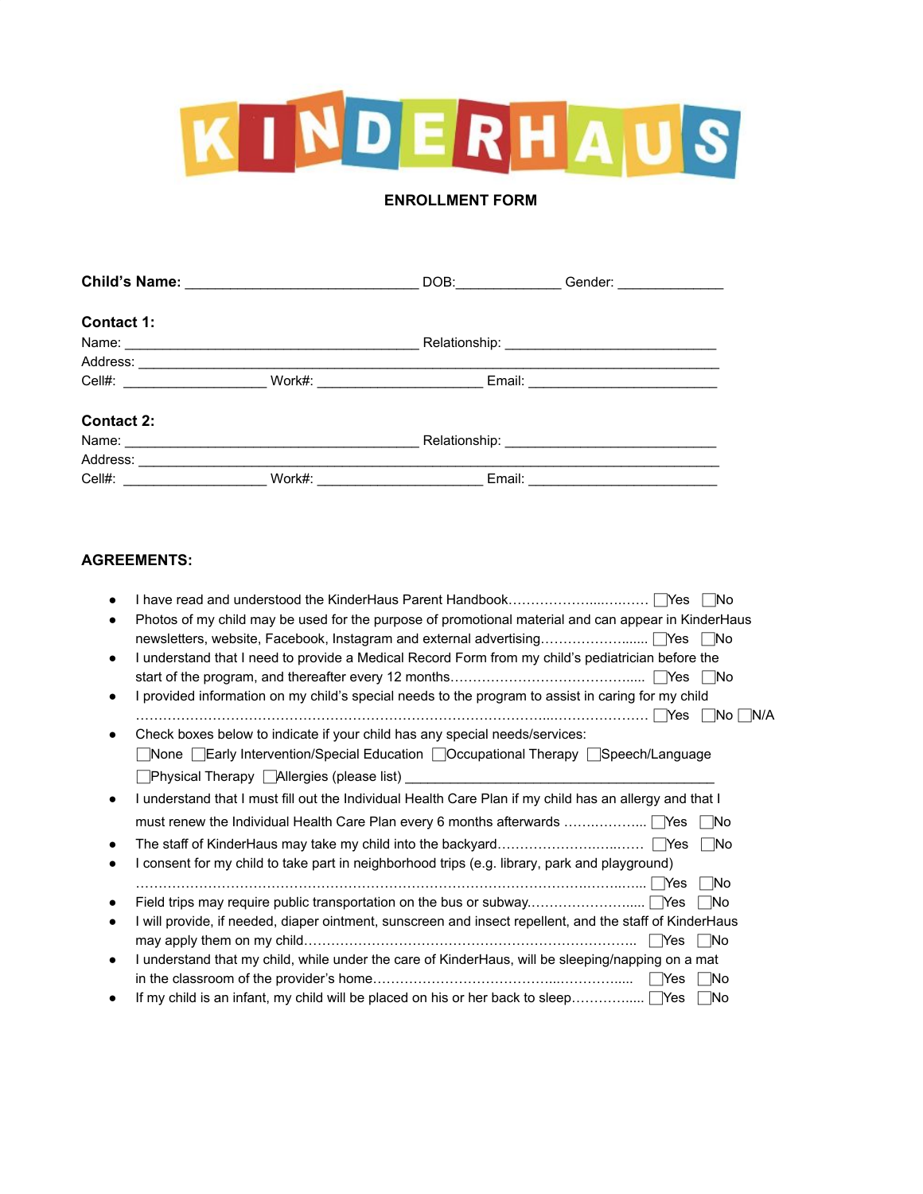# KINDERHAUS

## ENROLLMENT FORM

**Child's Name:** ______________________________ DOB:_____________ Gender: _____________

**Contact 1:**

Name: ______________________________________ Relationship: ___________________________

Address: ___________________________________________________________________________

Cell#: __________________ Work#: _____________________ Email: ________________________

**Contact 2:**

Name: ______________________________________ Relationship: ___________________________

Address: ___________________________________________________________________________

Cell#: __________________ Work#: _____________________ Email: ________________________

**AGREEMENTS:**

- I have read and understood the KinderHaus Parent Handbook……………………………… ☐Yes ☐No
- Photos of my child may be used for the purpose of promotional material and can appear in KinderHaus newsletters, website, Facebook, Instagram and external advertising……………………..... ☐Yes ☐No
- I understand that I need to provide a Medical Record Form from my child's pediatrician before the start of the program, and thereafter every 12 months……………………………………..... ☐Yes ☐No
- I provided information on my child's special needs to the program to assist in caring for my child …………………………………………………………………………………………………… ☐Yes ☐No ☐N/A
- Check boxes below to indicate if your child has any special needs/services:
  ☐None ☐Early Intervention/Special Education ☐Occupational Therapy ☐Speech/Language
  ☐Physical Therapy ☐Allergies (please list) ______________________________________
- I understand that I must fill out the Individual Health Care Plan if my child has an allergy and that I must renew the Individual Health Care Plan every 6 months afterwards ……………….. ☐Yes ☐No
- The staff of KinderHaus may take my child into the backyard…………………………..…… ☐Yes ☐No
- I consent for my child to take part in neighborhood trips (e.g. library, park and playground) ……………………………………………………………………………………………….. ☐Yes ☐No
- Field trips may require public transportation on the bus or subway…………………….... ☐Yes ☐No
- I will provide, if needed, diaper ointment, sunscreen and insect repellent, and the staff of KinderHaus may apply them on my child……………………………………………………………….. ☐Yes ☐No
- I understand that my child, while under the care of KinderHaus, will be sleeping/napping on a mat in the classroom of the provider's home…………………………………...…………..... ☐Yes ☐No
- If my child is an infant, my child will be placed on his or her back to sleep……………..... ☐Yes ☐No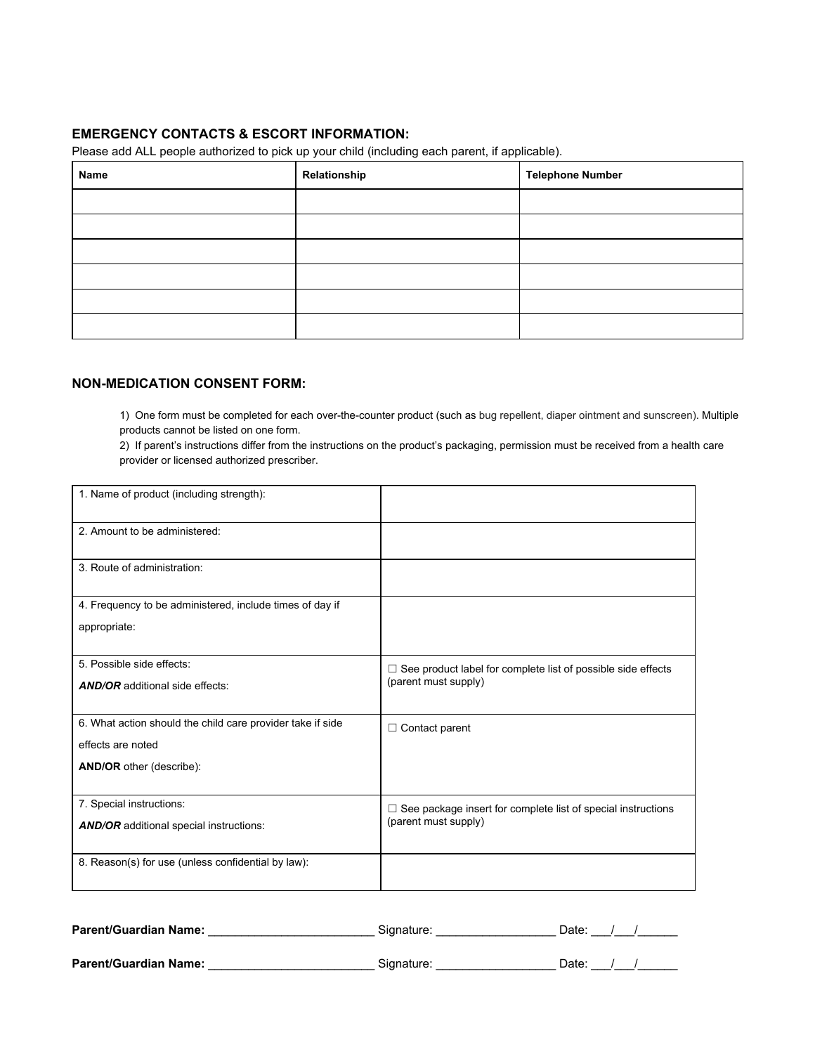### EMERGENCY CONTACTS & ESCORT INFORMATION:

Please add ALL people authorized to pick up your child (including each parent, if applicable).

| Name | Relationship | Telephone Number |
|---|---|---|
| | | |
| | | |
| | | |
| | | |
| | | |
| | | |

### NON-MEDICATION CONSENT FORM:

1) One form must be completed for each over-the-counter product (such as bug repellent, diaper ointment and sunscreen). Multiple products cannot be listed on one form.
2) If parent's instructions differ from the instructions on the product's packaging, permission must be received from a health care provider or licensed authorized prescriber.

| | |
|---|---|
| 1. Name of product (including strength): | |
| 2. Amount to be administered: | |
| 3. Route of administration: | |
| 4. Frequency to be administered, include times of day if appropriate: | |
| 5. Possible side effects: ***AND/OR*** additional side effects: | ☐ See product label for complete list of possible side effects (parent must supply) |
| 6. What action should the child care provider take if side effects are noted **AND/OR** other (describe): | ☐ Contact parent |
| 7. Special instructions: ***AND/OR*** additional special instructions: | ☐ See package insert for complete list of special instructions (parent must supply) |
| 8. Reason(s) for use (unless confidential by law): | |

**Parent/Guardian Name:** _________________________ Signature: __________________ Date: ___/___/______

**Parent/Guardian Name:** _________________________ Signature: __________________ Date: ___/___/______